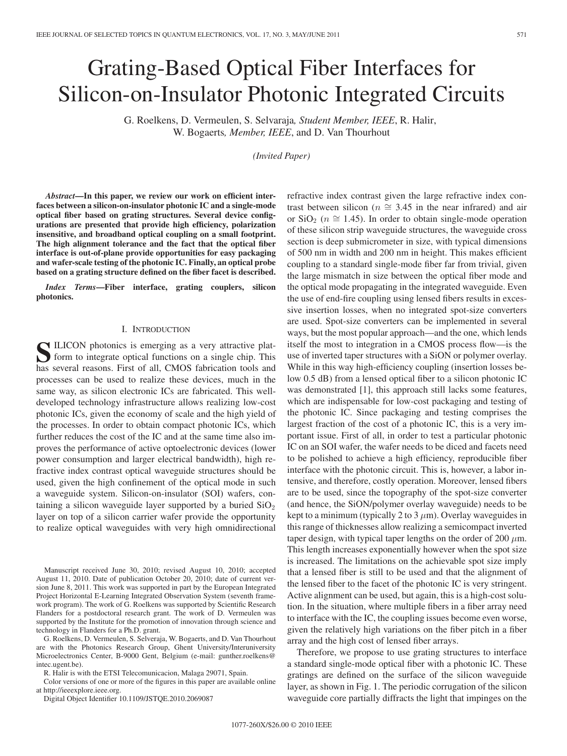# Grating-Based Optical Fiber Interfaces for Silicon-on-Insulator Photonic Integrated Circuits

G. Roelkens, D. Vermeulen, S. Selvaraja, *Student Member, IEEE*, R. Halir, W. Bogaerts, *Member, IEEE*, and D. Van Thourhout

*(Invited Paper)*

***Abstract*—In this paper, we review our work on efficient interfaces between a silicon-on-insulator photonic IC and a single-mode optical fiber based on grating structures. Several device configurations are presented that provide high efficiency, polarization insensitive, and broadband optical coupling on a small footprint. The high alignment tolerance and the fact that the optical fiber interface is out-of-plane provide opportunities for easy packaging and wafer-scale testing of the photonic IC. Finally, an optical probe based on a grating structure defined on the fiber facet is described.**

***Index Terms*—Fiber interface, grating couplers, silicon photonics.**

## I. Introduction

Silicon photonics is emerging as a very attractive platform to integrate optical functions on a single chip. This has several reasons. First of all, CMOS fabrication tools and processes can be used to realize these devices, much in the same way, as silicon electronic ICs are fabricated. This well-developed technology infrastructure allows realizing low-cost photonic ICs, given the economy of scale and the high yield of the processes. In order to obtain compact photonic ICs, which further reduces the cost of the IC and at the same time also improves the performance of active optoelectronic devices (lower power consumption and larger electrical bandwidth), high refractive index contrast optical waveguide structures should be used, given the high confinement of the optical mode in such a waveguide system. Silicon-on-insulator (SOI) wafers, containing a silicon waveguide layer supported by a buried $SiO_2$ layer on top of a silicon carrier wafer provide the opportunity to realize optical waveguides with very high omnidirectional refractive index contrast given the large refractive index contrast between silicon ($n \cong 3.45$ in the near infrared) and air or $SiO_2$ ($n \cong 1.45$). In order to obtain single-mode operation of these silicon strip waveguide structures, the waveguide cross section is deep submicrometer in size, with typical dimensions of 500 nm in width and 200 nm in height. This makes efficient coupling to a standard single-mode fiber far from trivial, given the large mismatch in size between the optical fiber mode and the optical mode propagating in the integrated waveguide. Even the use of end-fire coupling using lensed fibers results in excessive insertion losses, when no integrated spot-size converters are used. Spot-size converters can be implemented in several ways, but the most popular approach—and the one, which lends itself the most to integration in a CMOS process flow—is the use of inverted taper structures with a SiON or polymer overlay. While in this way high-efficiency coupling (insertion losses below 0.5 dB) from a lensed optical fiber to a silicon photonic IC was demonstrated [1], this approach still lacks some features, which are indispensable for low-cost packaging and testing of the photonic IC. Since packaging and testing comprises the largest fraction of the cost of a photonic IC, this is a very important issue. First of all, in order to test a particular photonic IC on an SOI wafer, the wafer needs to be diced and facets need to be polished to achieve a high efficiency, reproducible fiber interface with the photonic circuit. This is, however, a labor intensive, and therefore, costly operation. Moreover, lensed fibers are to be used, since the topography of the spot-size converter (and hence, the SiON/polymer overlay waveguide) needs to be kept to a minimum (typically 2 to 3 $\mu$m). Overlay waveguides in this range of thicknesses allow realizing a semicompact inverted taper design, with typical taper lengths on the order of 200 $\mu$m. This length increases exponentially however when the spot size is increased. The limitations on the achievable spot size imply that a lensed fiber is still to be used and that the alignment of the lensed fiber to the facet of the photonic IC is very stringent. Active alignment can be used, but again, this is a high-cost solution. In the situation, where multiple fibers in a fiber array need to interface with the IC, the coupling issues become even worse, given the relatively high variations on the fiber pitch in a fiber array and the high cost of lensed fiber arrays.

Therefore, we propose to use grating structures to interface a standard single-mode optical fiber with a photonic IC. These gratings are defined on the surface of the silicon waveguide layer, as shown in Fig. 1. The periodic corrugation of the silicon waveguide core partially diffracts the light that impinges on the

Manuscript received June 30, 2010; revised August 10, 2010; accepted August 11, 2010. Date of publication October 20, 2010; date of current version June 8, 2011. This work was supported in part by the European Integrated Project Horizontal E-Learning Integrated Observation System (seventh framework program). The work of G. Roelkens was supported by Scientific Research Flanders for a postdoctoral research grant. The work of D. Vermeulen was supported by the Institute for the promotion of innovation through science and technology in Flanders for a Ph.D. grant.

G. Roelkens, D. Vermeulen, S. Selvaraja, W. Bogaerts, and D. Van Thourhout are with the Photonics Research Group, Ghent University/Interuniversity Microelectronics Center, B-9000 Gent, Belgium (e-mail: gunther.roelkens@intec.ugent.be).

R. Halir is with the ETSI Telecomunicacion, Malaga 29071, Spain.

Color versions of one or more of the figures in this paper are available online at http://ieeexplore.ieee.org.

Digital Object Identifier 10.1109/JSTQE.2010.2069087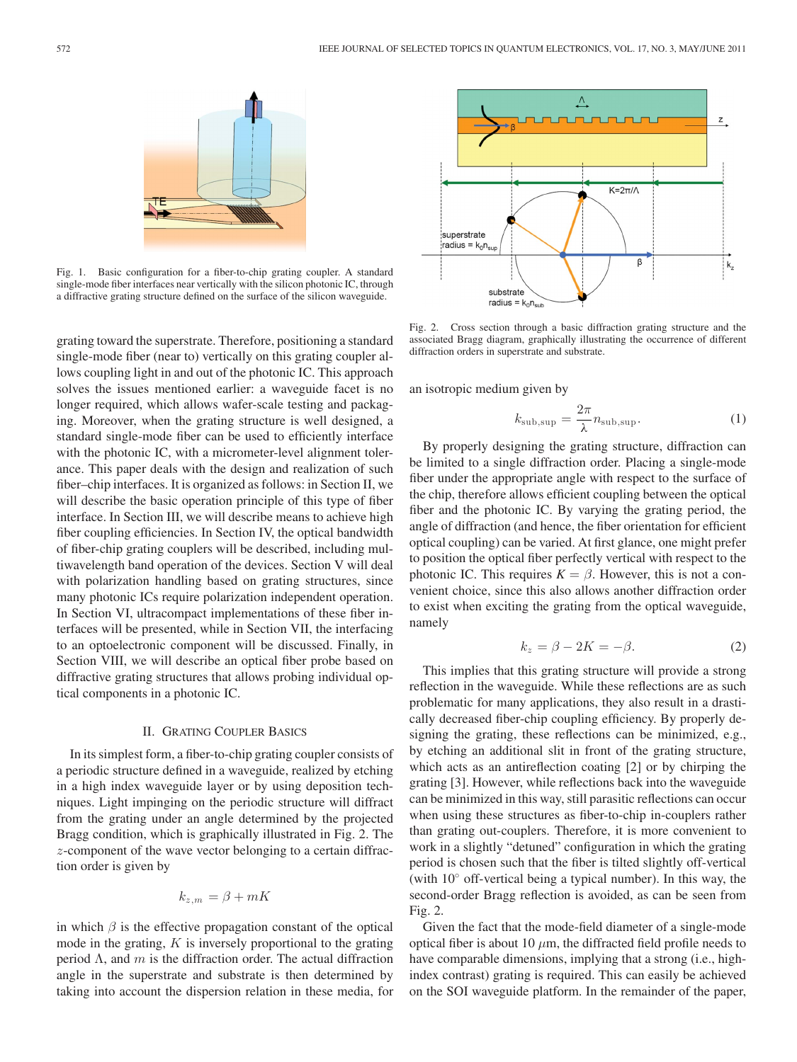Fig. 1. Basic configuration for a fiber-to-chip grating coupler. A standard single-mode fiber interfaces near vertically with the silicon photonic IC, through a diffractive grating structure defined on the surface of the silicon waveguide.

grating toward the superstrate. Therefore, positioning a standard single-mode fiber (near to) vertically on this grating coupler allows coupling light in and out of the photonic IC. This approach solves the issues mentioned earlier: a waveguide facet is no longer required, which allows wafer-scale testing and packaging. Moreover, when the grating structure is well designed, a standard single-mode fiber can be used to efficiently interface with the photonic IC, with a micrometer-level alignment tolerance. This paper deals with the design and realization of such fiber–chip interfaces. It is organized as follows: in Section II, we will describe the basic operation principle of this type of fiber interface. In Section III, we will describe means to achieve high fiber coupling efficiencies. In Section IV, the optical bandwidth of fiber-chip grating couplers will be described, including multiwavelength band operation of the devices. Section V will deal with polarization handling based on grating structures, since many photonic ICs require polarization independent operation. In Section VI, ultracompact implementations of these fiber interfaces will be presented, while in Section VII, the interfacing to an optoelectronic component will be discussed. Finally, in Section VIII, we will describe an optical fiber probe based on diffractive grating structures that allows probing individual optical components in a photonic IC.

## II. Grating Coupler Basics

In its simplest form, a fiber-to-chip grating coupler consists of a periodic structure defined in a waveguide, realized by etching in a high index waveguide layer or by using deposition techniques. Light impinging on the periodic structure will diffract from the grating under an angle determined by the projected Bragg condition, which is graphically illustrated in Fig. 2. The $z$-component of the wave vector belonging to a certain diffraction order is given by

$$k_{z,m} = \beta + mK$$

in which $\beta$ is the effective propagation constant of the optical mode in the grating, $K$ is inversely proportional to the grating period $\Lambda$, and $m$ is the diffraction order. The actual diffraction angle in the superstrate and substrate is then determined by taking into account the dispersion relation in these media, for

Λ

z

β

K=2π/Λ

superstrate
radius = $k_0 n_{sup}$

β

$k_z$

substrate
radius = $k_0 n_{sub}$

Fig. 2. Cross section through a basic diffraction grating structure and the associated Bragg diagram, graphically illustrating the occurrence of different diffraction orders in superstrate and substrate.

an isotropic medium given by

$$k_{\text{sub,sup}} = \frac{2\pi}{\lambda} n_{\text{sub,sup}}. \quad (1)$$

By properly designing the grating structure, diffraction can be limited to a single diffraction order. Placing a single-mode fiber under the appropriate angle with respect to the surface of the chip, therefore allows efficient coupling between the optical fiber and the photonic IC. By varying the grating period, the angle of diffraction (and hence, the fiber orientation for efficient optical coupling) can be varied. At first glance, one might prefer to position the optical fiber perfectly vertical with respect to the photonic IC. This requires $K = \beta$. However, this is not a convenient choice, since this also allows another diffraction order to exist when exciting the grating from the optical waveguide, namely

$$k_z = \beta - 2K = -\beta. \quad (2)$$

This implies that this grating structure will provide a strong reflection in the waveguide. While these reflections are as such problematic for many applications, they also result in a drastically decreased fiber-chip coupling efficiency. By properly designing the grating, these reflections can be minimized, e.g., by etching an additional slit in front of the grating structure, which acts as an antireflection coating [2] or by chirping the grating [3]. However, while reflections back into the waveguide can be minimized in this way, still parasitic reflections can occur when using these structures as fiber-to-chip in-couplers rather than grating out-couplers. Therefore, it is more convenient to work in a slightly "detuned" configuration in which the grating period is chosen such that the fiber is tilted slightly off-vertical (with 10° off-vertical being a typical number). In this way, the second-order Bragg reflection is avoided, as can be seen from Fig. 2.

Given the fact that the mode-field diameter of a single-mode optical fiber is about 10 $\mu$m, the diffracted field profile needs to have comparable dimensions, implying that a strong (i.e., high-index contrast) grating is required. This can easily be achieved on the SOI waveguide platform. In the remainder of the paper,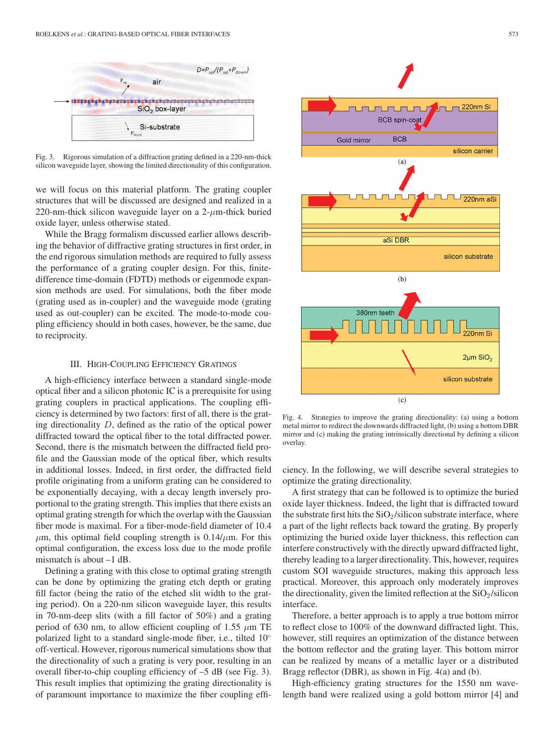Fig. 3. Rigorous simulation of a diffraction grating defined in a 220-nm-thick silicon waveguide layer, showing the limited directionality of this configuration.

we will focus on this material platform. The grating coupler structures that will be discussed are designed and realized in a 220-nm-thick silicon waveguide layer on a 2-$\mu$m-thick buried oxide layer, unless otherwise stated.

While the Bragg formalism discussed earlier allows describing the behavior of diffractive grating structures in first order, in the end rigorous simulation methods are required to fully assess the performance of a grating coupler design. For this, finite-difference time-domain (FDTD) methods or eigenmode expansion methods are used. For simulations, both the fiber mode (grating used as in-coupler) and the waveguide mode (grating used as out-coupler) can be excited. The mode-to-mode coupling efficiency should in both cases, however, be the same, due to reciprocity.

## III. High-Coupling Efficiency Gratings

A high-efficiency interface between a standard single-mode optical fiber and a silicon photonic IC is a prerequisite for using grating couplers in practical applications. The coupling efficiency is determined by two factors: first of all, there is the grating directionality $D$, defined as the ratio of the optical power diffracted toward the optical fiber to the total diffracted power. Second, there is the mismatch between the diffracted field profile and the Gaussian mode of the optical fiber, which results in additional losses. Indeed, in first order, the diffracted field profile originating from a uniform grating can be considered to be exponentially decaying, with a decay length inversely proportional to the grating strength. This implies that there exists an optimal grating strength for which the overlap with the Gaussian fiber mode is maximal. For a fiber-mode-field diameter of 10.4 $\mu$m, this optimal field coupling strength is 0.14/$\mu$m. For this optimal configuration, the excess loss due to the mode profile mismatch is about –1 dB.

Defining a grating with this close to optimal grating strength can be done by optimizing the grating etch depth or grating fill factor (being the ratio of the etched slit width to the grating period). On a 220-nm silicon waveguide layer, this results in 70-nm-deep slits (with a fill factor of 50%) and a grating period of 630 nm, to allow efficient coupling of 1.55 $\mu$m TE polarized light to a standard single-mode fiber, i.e., tilted 10° off-vertical. However, rigorous numerical simulations show that the directionality of such a grating is very poor, resulting in an overall fiber-to-chip coupling efficiency of –5 dB (see Fig. 3). This result implies that optimizing the grating directionality is of paramount importance to maximize the fiber coupling efficiency. In the following, we will describe several strategies to optimize the grating directionality.

Fig. 4. Strategies to improve the grating directionality: (a) using a bottom metal mirror to redirect the downwards diffracted light, (b) using a bottom DBR mirror and (c) making the grating intrinsically directional by defining a silicon overlay.

A first strategy that can be followed is to optimize the buried oxide layer thickness. Indeed, the light that is diffracted toward the substrate first hits the $SiO_2$/silicon substrate interface, where a part of the light reflects back toward the grating. By properly optimizing the buried oxide layer thickness, this reflection can interfere constructively with the directly upward diffracted light, thereby leading to a larger directionality. This, however, requires custom SOI waveguide structures, making this approach less practical. Moreover, this approach only moderately improves the directionality, given the limited reflection at the $SiO_2$/silicon interface.

Therefore, a better approach is to apply a true bottom mirror to reflect close to 100% of the downward diffracted light. This, however, still requires an optimization of the distance between the bottom reflector and the grating layer. This bottom mirror can be realized by means of a metallic layer or a distributed Bragg reflector (DBR), as shown in Fig. 4(a) and (b).

High-efficiency grating structures for the 1550 nm wavelength band were realized using a gold bottom mirror [4] and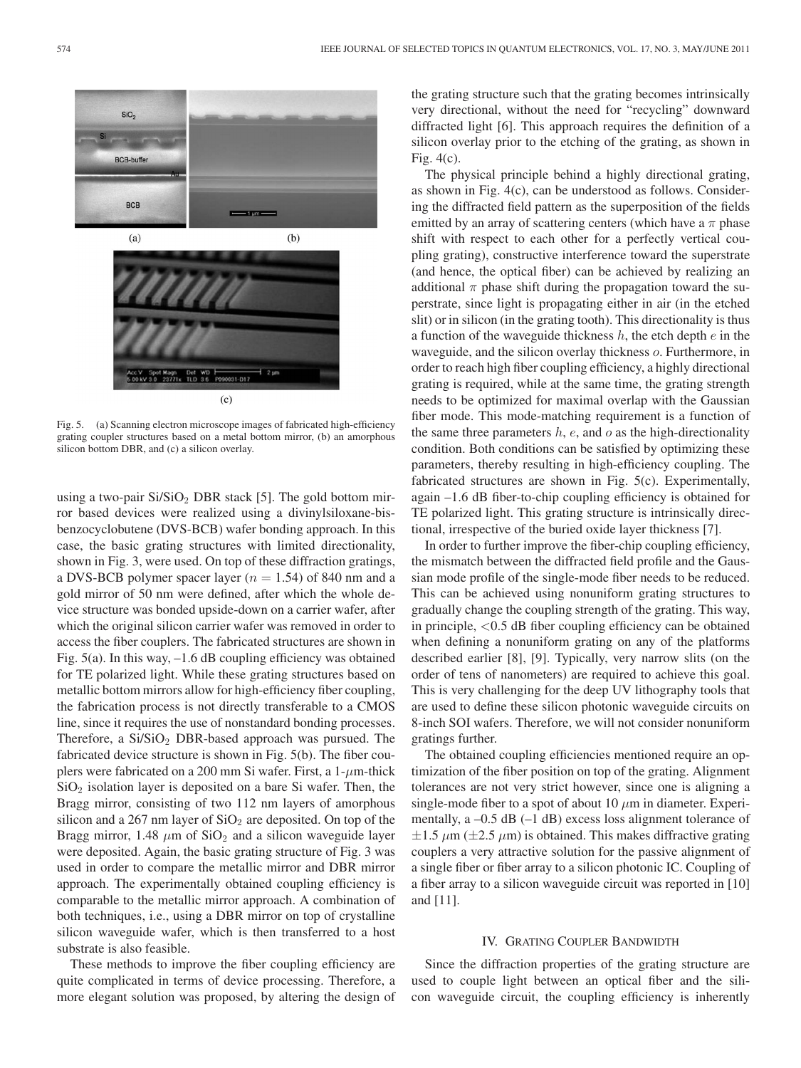Fig. 5. (a) Scanning electron microscope images of fabricated high-efficiency grating coupler structures based on a metal bottom mirror, (b) an amorphous silicon bottom DBR, and (c) a silicon overlay.

using a two-pair $Si/SiO_2$ DBR stack [5]. The gold bottom mirror based devices were realized using a divinylsiloxane-bis-benzocyclobutene (DVS-BCB) wafer bonding approach. In this case, the basic grating structures with limited directionality, shown in Fig. 3, were used. On top of these diffraction gratings, a DVS-BCB polymer spacer layer ($n = 1.54$) of 840 nm and a gold mirror of 50 nm were defined, after which the whole device structure was bonded upside-down on a carrier wafer, after which the original silicon carrier wafer was removed in order to access the fiber couplers. The fabricated structures are shown in Fig. 5(a). In this way, –1.6 dB coupling efficiency was obtained for TE polarized light. While these grating structures based on metallic bottom mirrors allow for high-efficiency fiber coupling, the fabrication process is not directly transferable to a CMOS line, since it requires the use of nonstandard bonding processes. Therefore, a $Si/SiO_2$ DBR-based approach was pursued. The fabricated device structure is shown in Fig. 5(b). The fiber couplers were fabricated on a 200 mm Si wafer. First, a 1-$\mu$m-thick $SiO_2$ isolation layer is deposited on a bare Si wafer. Then, the Bragg mirror, consisting of two 112 nm layers of amorphous silicon and a 267 nm layer of $SiO_2$ are deposited. On top of the Bragg mirror, 1.48 $\mu$m of $SiO_2$ and a silicon waveguide layer were deposited. Again, the basic grating structure of Fig. 3 was used in order to compare the metallic mirror and DBR mirror approach. The experimentally obtained coupling efficiency is comparable to the metallic mirror approach. A combination of both techniques, i.e., using a DBR mirror on top of crystalline silicon waveguide wafer, which is then transferred to a host substrate is also feasible.

These methods to improve the fiber coupling efficiency are quite complicated in terms of device processing. Therefore, a more elegant solution was proposed, by altering the design of the grating structure such that the grating becomes intrinsically very directional, without the need for "recycling" downward diffracted light [6]. This approach requires the definition of a silicon overlay prior to the etching of the grating, as shown in Fig. 4(c).

The physical principle behind a highly directional grating, as shown in Fig. 4(c), can be understood as follows. Considering the diffracted field pattern as the superposition of the fields emitted by an array of scattering centers (which have a $\pi$ phase shift with respect to each other for a perfectly vertical coupling grating), constructive interference toward the superstrate (and hence, the optical fiber) can be achieved by realizing an additional $\pi$ phase shift during the propagation toward the superstrate, since light is propagating either in air (in the etched slit) or in silicon (in the grating tooth). This directionality is thus a function of the waveguide thickness $h$, the etch depth $e$ in the waveguide, and the silicon overlay thickness $o$. Furthermore, in order to reach high fiber coupling efficiency, a highly directional grating is required, while at the same time, the grating strength needs to be optimized for maximal overlap with the Gaussian fiber mode. This mode-matching requirement is a function of the same three parameters $h$, $e$, and $o$ as the high-directionality condition. Both conditions can be satisfied by optimizing these parameters, thereby resulting in high-efficiency coupling. The fabricated structures are shown in Fig. 5(c). Experimentally, again –1.6 dB fiber-to-chip coupling efficiency is obtained for TE polarized light. This grating structure is intrinsically directional, irrespective of the buried oxide layer thickness [7].

In order to further improve the fiber-chip coupling efficiency, the mismatch between the diffracted field profile and the Gaussian mode profile of the single-mode fiber needs to be reduced. This can be achieved using nonuniform grating structures to gradually change the coupling strength of the grating. This way, in principle, <0.5 dB fiber coupling efficiency can be obtained when defining a nonuniform grating on any of the platforms described earlier [8], [9]. Typically, very narrow slits (on the order of tens of nanometers) are required to achieve this goal. This is very challenging for the deep UV lithography tools that are used to define these silicon photonic waveguide circuits on 8-inch SOI wafers. Therefore, we will not consider nonuniform gratings further.

The obtained coupling efficiencies mentioned require an optimization of the fiber position on top of the grating. Alignment tolerances are not very strict however, since one is aligning a single-mode fiber to a spot of about 10 $\mu$m in diameter. Experimentally, a –0.5 dB (–1 dB) excess loss alignment tolerance of $\pm 1.5$ $\mu$m ($\pm 2.5$ $\mu$m) is obtained. This makes diffractive grating couplers a very attractive solution for the passive alignment of a single fiber or fiber array to a silicon photonic IC. Coupling of a fiber array to a silicon waveguide circuit was reported in [10] and [11].

## IV. Grating Coupler Bandwidth

Since the diffraction properties of the grating structure are used to couple light between an optical fiber and the silicon waveguide circuit, the coupling efficiency is inherently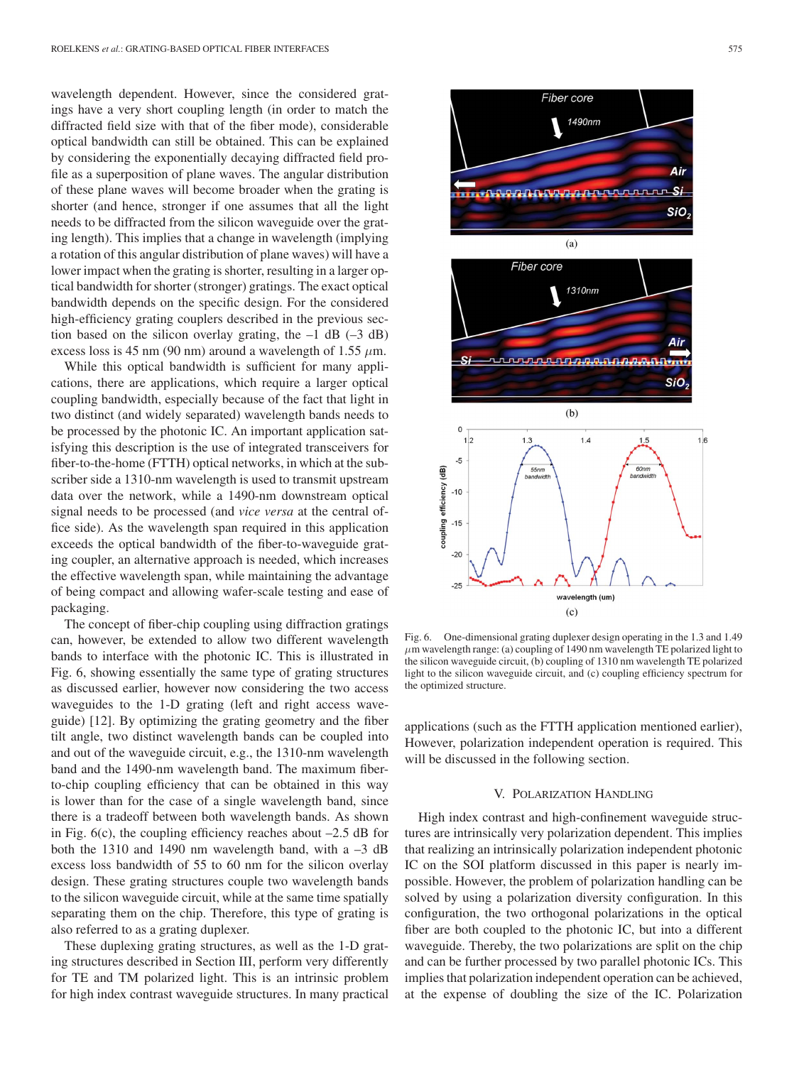wavelength dependent. However, since the considered gratings have a very short coupling length (in order to match the diffracted field size with that of the fiber mode), considerable optical bandwidth can still be obtained. This can be explained by considering the exponentially decaying diffracted field profile as a superposition of plane waves. The angular distribution of these plane waves will become broader when the grating is shorter (and hence, stronger if one assumes that all the light needs to be diffracted from the silicon waveguide over the grating length). This implies that a change in wavelength (implying a rotation of this angular distribution of plane waves) will have a lower impact when the grating is shorter, resulting in a larger optical bandwidth for shorter (stronger) gratings. The exact optical bandwidth depends on the specific design. For the considered high-efficiency grating couplers described in the previous section based on the silicon overlay grating, the –1 dB (–3 dB) excess loss is 45 nm (90 nm) around a wavelength of 1.55 $\mu$m.

While this optical bandwidth is sufficient for many applications, there are applications, which require a larger optical coupling bandwidth, especially because of the fact that light in two distinct (and widely separated) wavelength bands needs to be processed by the photonic IC. An important application satisfying this description is the use of integrated transceivers for fiber-to-the-home (FTTH) optical networks, in which at the subscriber side a 1310-nm wavelength is used to transmit upstream data over the network, while a 1490-nm downstream optical signal needs to be processed (and *vice versa* at the central office side). As the wavelength span required in this application exceeds the optical bandwidth of the fiber-to-waveguide grating coupler, an alternative approach is needed, which increases the effective wavelength span, while maintaining the advantage of being compact and allowing wafer-scale testing and ease of packaging.

The concept of fiber-chip coupling using diffraction gratings can, however, be extended to allow two different wavelength bands to interface with the photonic IC. This is illustrated in Fig. 6, showing essentially the same type of grating structures as discussed earlier, however now considering the two access waveguides to the 1-D grating (left and right access waveguide) [12]. By optimizing the grating geometry and the fiber tilt angle, two distinct wavelength bands can be coupled into and out of the waveguide circuit, e.g., the 1310-nm wavelength band and the 1490-nm wavelength band. The maximum fiber-to-chip coupling efficiency that can be obtained in this way is lower than for the case of a single wavelength band, since there is a tradeoff between both wavelength bands. As shown in Fig. 6(c), the coupling efficiency reaches about –2.5 dB for both the 1310 and 1490 nm wavelength band, with a –3 dB excess loss bandwidth of 55 to 60 nm for the silicon overlay design. These grating structures couple two wavelength bands to the silicon waveguide circuit, while at the same time spatially separating them on the chip. Therefore, this type of grating is also referred to as a grating duplexer.

These duplexing grating structures, as well as the 1-D grating structures described in Section III, perform very differently for TE and TM polarized light. This is an intrinsic problem for high index contrast waveguide structures. In many practical applications (such as the FTTH application mentioned earlier), However, polarization independent operation is required. This will be discussed in the following section.

Fig. 6. One-dimensional grating duplexer design operating in the 1.3 and 1.49 $\mu$m wavelength range: (a) coupling of 1490 nm wavelength TE polarized light to the silicon waveguide circuit, (b) coupling of 1310 nm wavelength TE polarized light to the silicon waveguide circuit, and (c) coupling efficiency spectrum for the optimized structure.

## V. Polarization Handling

High index contrast and high-confinement waveguide structures are intrinsically very polarization dependent. This implies that realizing an intrinsically polarization independent photonic IC on the SOI platform discussed in this paper is nearly impossible. However, the problem of polarization handling can be solved by using a polarization diversity configuration. In this configuration, the two orthogonal polarizations in the optical fiber are both coupled to the photonic IC, but into a different waveguide. Thereby, the two polarizations are split on the chip and can be further processed by two parallel photonic ICs. This implies that polarization independent operation can be achieved, at the expense of doubling the size of the IC. Polarization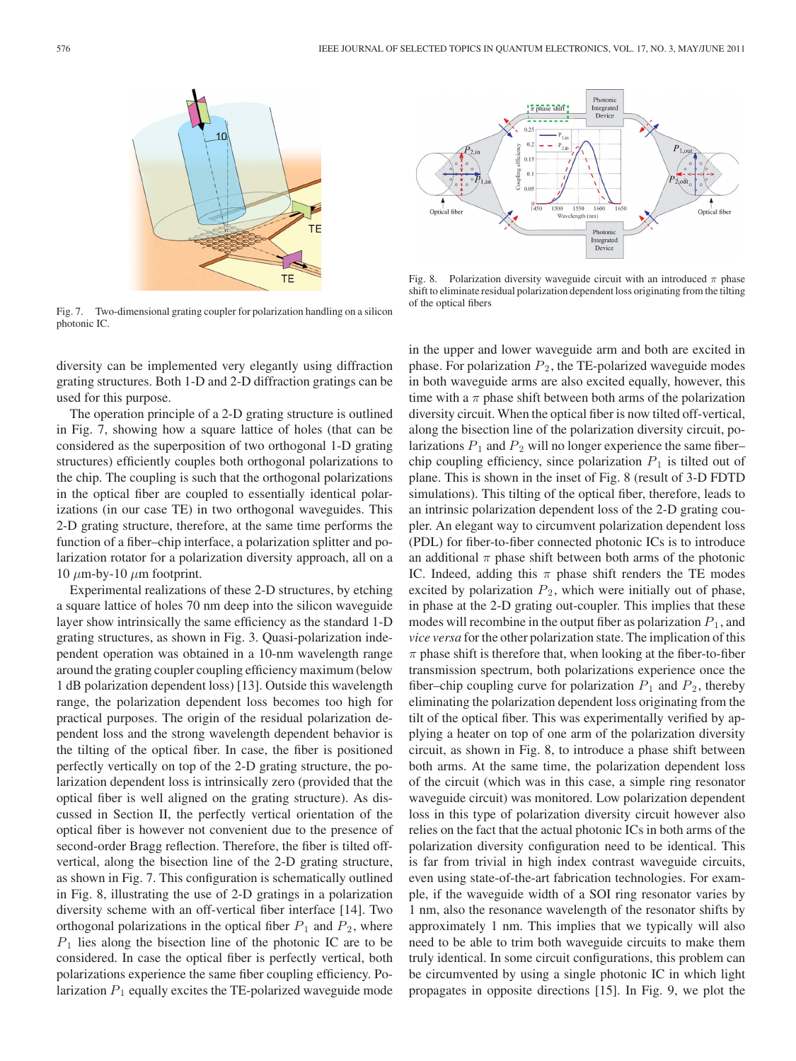Fig. 7. Two-dimensional grating coupler for polarization handling on a silicon photonic IC.

Fig. 8. Polarization diversity waveguide circuit with an introduced $\pi$ phase shift to eliminate residual polarization dependent loss originating from the tilting of the optical fibers

diversity can be implemented very elegantly using diffraction grating structures. Both 1-D and 2-D diffraction gratings can be used for this purpose.

The operation principle of a 2-D grating structure is outlined in Fig. 7, showing how a square lattice of holes (that can be considered as the superposition of two orthogonal 1-D grating structures) efficiently couples both orthogonal polarizations to the chip. The coupling is such that the orthogonal polarizations in the optical fiber are coupled to essentially identical polarizations (in our case TE) in two orthogonal waveguides. This 2-D grating structure, therefore, at the same time performs the function of a fiber–chip interface, a polarization splitter and polarization rotator for a polarization diversity approach, all on a 10 $\mu$m-by-10 $\mu$m footprint.

Experimental realizations of these 2-D structures, by etching a square lattice of holes 70 nm deep into the silicon waveguide layer show intrinsically the same efficiency as the standard 1-D grating structures, as shown in Fig. 3. Quasi-polarization independent operation was obtained in a 10-nm wavelength range around the grating coupler coupling efficiency maximum (below 1 dB polarization dependent loss) [13]. Outside this wavelength range, the polarization dependent loss becomes too high for practical purposes. The origin of the residual polarization dependent loss and the strong wavelength dependent behavior is the tilting of the optical fiber. In case, the fiber is positioned perfectly vertically on top of the 2-D grating structure, the polarization dependent loss is intrinsically zero (provided that the optical fiber is well aligned on the grating structure). As discussed in Section II, the perfectly vertical orientation of the optical fiber is however not convenient due to the presence of second-order Bragg reflection. Therefore, the fiber is tilted off-vertical, along the bisection line of the 2-D grating structure, as shown in Fig. 7. This configuration is schematically outlined in Fig. 8, illustrating the use of 2-D gratings in a polarization diversity scheme with an off-vertical fiber interface [14]. Two orthogonal polarizations in the optical fiber $P_1$ and $P_2$, where $P_1$ lies along the bisection line of the photonic IC are to be considered. In case the optical fiber is perfectly vertical, both polarizations experience the same fiber coupling efficiency. Polarization $P_1$ equally excites the TE-polarized waveguide mode in the upper and lower waveguide arm and both are excited in phase. For polarization $P_2$, the TE-polarized waveguide modes in both waveguide arms are also excited equally, however, this time with a $\pi$ phase shift between both arms of the polarization diversity circuit. When the optical fiber is now tilted off-vertical, along the bisection line of the polarization diversity circuit, polarizations $P_1$ and $P_2$ will no longer experience the same fiber–chip coupling efficiency, since polarization $P_1$ is tilted out of plane. This is shown in the inset of Fig. 8 (result of 3-D FDTD simulations). This tilting of the optical fiber, therefore, leads to an intrinsic polarization dependent loss of the 2-D grating coupler. An elegant way to circumvent polarization dependent loss (PDL) for fiber-to-fiber connected photonic ICs is to introduce an additional $\pi$ phase shift between both arms of the photonic IC. Indeed, adding this $\pi$ phase shift renders the TE modes excited by polarization $P_2$, which were initially out of phase, in phase at the 2-D grating out-coupler. This implies that these modes will recombine in the output fiber as polarization $P_1$, and *vice versa* for the other polarization state. The implication of this $\pi$ phase shift is therefore that, when looking at the fiber-to-fiber transmission spectrum, both polarizations experience once the fiber–chip coupling curve for polarization $P_1$ and $P_2$, thereby eliminating the polarization dependent loss originating from the tilt of the optical fiber. This was experimentally verified by applying a heater on top of one arm of the polarization diversity circuit, as shown in Fig. 8, to introduce a phase shift between both arms. At the same time, the polarization dependent loss of the circuit (which was in this case, a simple ring resonator waveguide circuit) was monitored. Low polarization dependent loss in this type of polarization diversity circuit however also relies on the fact that the actual photonic ICs in both arms of the polarization diversity configuration need to be identical. This is far from trivial in high index contrast waveguide circuits, even using state-of-the-art fabrication technologies. For example, if the waveguide width of a SOI ring resonator varies by 1 nm, also the resonance wavelength of the resonator shifts by approximately 1 nm. This implies that we typically will also need to be able to trim both waveguide circuits to make them truly identical. In some circuit configurations, this problem can be circumvented by using a single photonic IC in which light propagates in opposite directions [15]. In Fig. 9, we plot the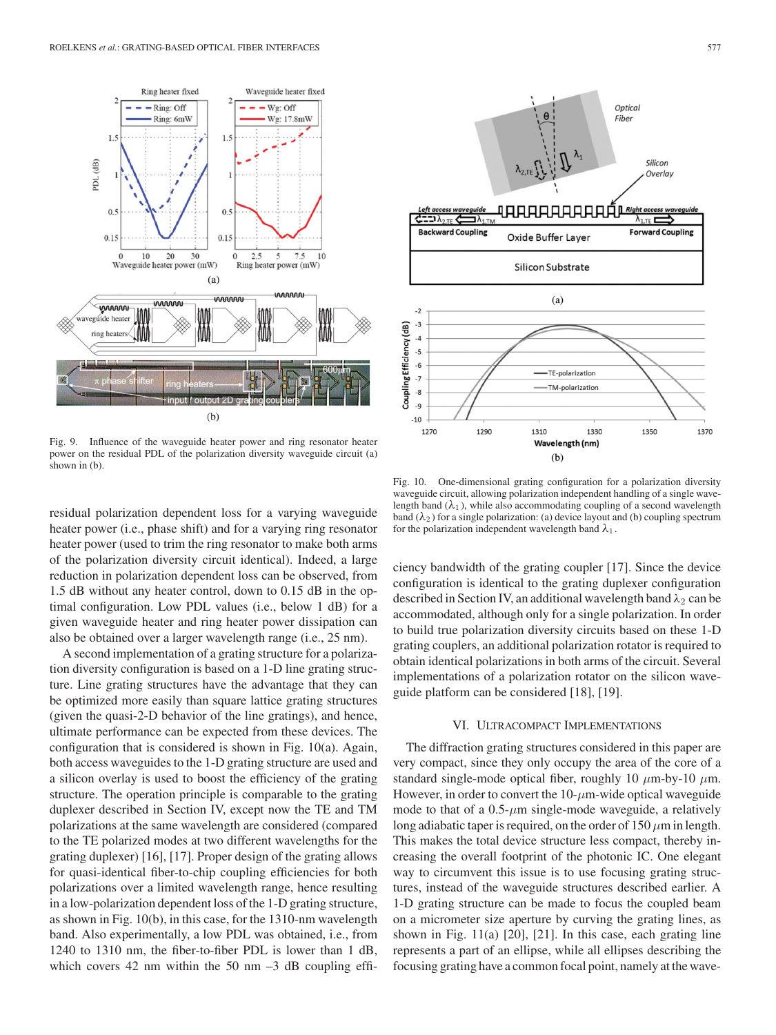Fig. 9. Influence of the waveguide heater power and ring resonator heater power on the residual PDL of the polarization diversity waveguide circuit (a) shown in (b).

Fig. 10. One-dimensional grating configuration for a polarization diversity waveguide circuit, allowing polarization independent handling of a single wavelength band ($\lambda_1$), while also accommodating coupling of a second wavelength band ($\lambda_2$) for a single polarization: (a) device layout and (b) coupling spectrum for the polarization independent wavelength band $\lambda_1$.

residual polarization dependent loss for a varying waveguide heater power (i.e., phase shift) and for a varying ring resonator heater power (used to trim the ring resonator to make both arms of the polarization diversity circuit identical). Indeed, a large reduction in polarization dependent loss can be observed, from 1.5 dB without any heater control, down to 0.15 dB in the optimal configuration. Low PDL values (i.e., below 1 dB) for a given waveguide heater and ring heater power dissipation can also be obtained over a larger wavelength range (i.e., 25 nm).

A second implementation of a grating structure for a polarization diversity configuration is based on a 1-D line grating structure. Line grating structures have the advantage that they can be optimized more easily than square lattice grating structures (given the quasi-2-D behavior of the line gratings), and hence, ultimate performance can be expected from these devices. The configuration that is considered is shown in Fig. 10(a). Again, both access waveguides to the 1-D grating structure are used and a silicon overlay is used to boost the efficiency of the grating structure. The operation principle is comparable to the grating duplexer described in Section IV, except now the TE and TM polarizations at the same wavelength are considered (compared to the TE polarized modes at two different wavelengths for the grating duplexer) [16], [17]. Proper design of the grating allows for quasi-identical fiber-to-chip coupling efficiencies for both polarizations over a limited wavelength range, hence resulting in a low-polarization dependent loss of the 1-D grating structure, as shown in Fig. 10(b), in this case, for the 1310-nm wavelength band. Also experimentally, a low PDL was obtained, i.e., from 1240 to 1310 nm, the fiber-to-fiber PDL is lower than 1 dB, which covers 42 nm within the 50 nm –3 dB coupling efficiency bandwidth of the grating coupler [17]. Since the device configuration is identical to the grating duplexer configuration described in Section IV, an additional wavelength band $\lambda_2$ can be accommodated, although only for a single polarization. In order to build true polarization diversity circuits based on these 1-D grating couplers, an additional polarization rotator is required to obtain identical polarizations in both arms of the circuit. Several implementations of a polarization rotator on the silicon waveguide platform can be considered [18], [19].

## VI. Ultracompact Implementations

The diffraction grating structures considered in this paper are very compact, since they only occupy the area of the core of a standard single-mode optical fiber, roughly 10 $\mu$m-by-10 $\mu$m. However, in order to convert the 10-$\mu$m-wide optical waveguide mode to that of a 0.5-$\mu$m single-mode waveguide, a relatively long adiabatic taper is required, on the order of 150 $\mu$m in length. This makes the total device structure less compact, thereby increasing the overall footprint of the photonic IC. One elegant way to circumvent this issue is to use focusing grating structures, instead of the waveguide structures described earlier. A 1-D grating structure can be made to focus the coupled beam on a micrometer size aperture by curving the grating lines, as shown in Fig. 11(a) [20], [21]. In this case, each grating line represents a part of an ellipse, while all ellipses describing the focusing grating have a common focal point, namely at the wave-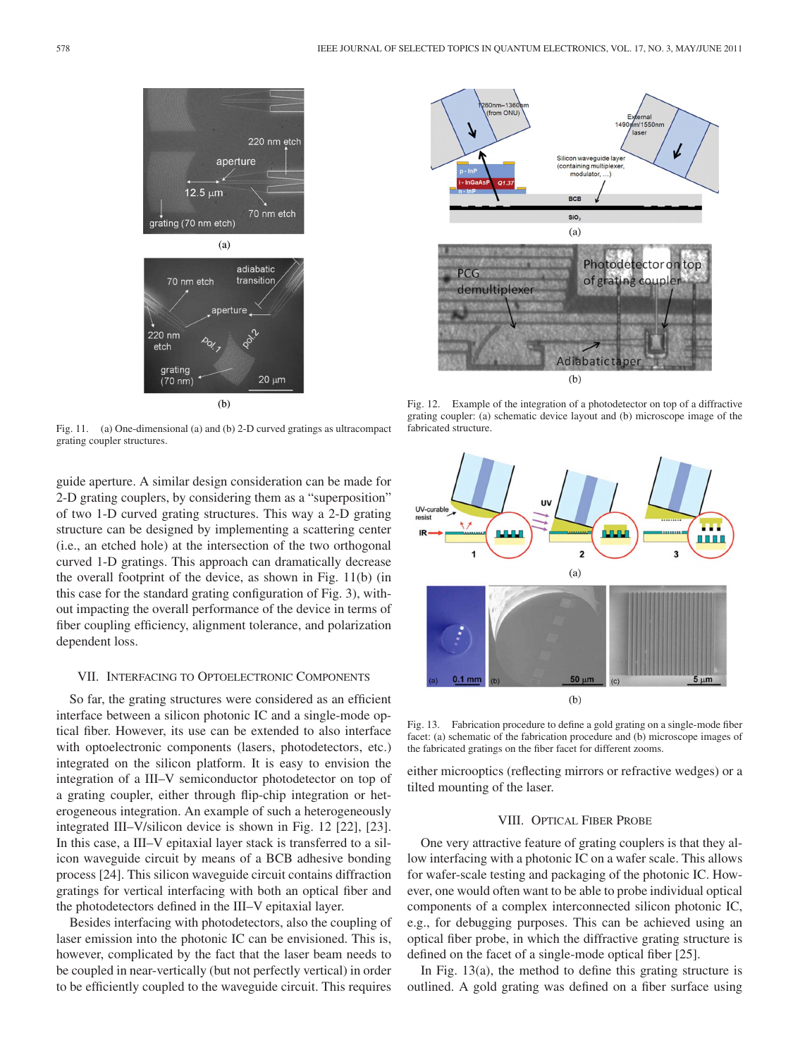Fig. 11. (a) One-dimensional (a) and (b) 2-D curved gratings as ultracompact grating coupler structures.

guide aperture. A similar design consideration can be made for 2-D grating couplers, by considering them as a "superposition" of two 1-D curved grating structures. This way a 2-D grating structure can be designed by implementing a scattering center (i.e., an etched hole) at the intersection of the two orthogonal curved 1-D gratings. This approach can dramatically decrease the overall footprint of the device, as shown in Fig. 11(b) (in this case for the standard grating configuration of Fig. 3), without impacting the overall performance of the device in terms of fiber coupling efficiency, alignment tolerance, and polarization dependent loss.

## VII. Interfacing to Optoelectronic Components

So far, the grating structures were considered as an efficient interface between a silicon photonic IC and a single-mode optical fiber. However, its use can be extended to also interface with optoelectronic components (lasers, photodetectors, etc.) integrated on the silicon platform. It is easy to envision the integration of a III–V semiconductor photodetector on top of a grating coupler, either through flip-chip integration or heterogeneous integration. An example of such a heterogeneously integrated III–V/silicon device is shown in Fig. 12 [22], [23]. In this case, a III–V epitaxial layer stack is transferred to a silicon waveguide circuit by means of a BCB adhesive bonding process [24]. This silicon waveguide circuit contains diffraction gratings for vertical interfacing with both an optical fiber and the photodetectors defined in the III–V epitaxial layer.

Besides interfacing with photodetectors, also the coupling of laser emission into the photonic IC can be envisioned. This is, however, complicated by the fact that the laser beam needs to be coupled in near-vertically (but not perfectly vertical) in order to be efficiently coupled to the waveguide circuit. This requires either microoptics (reflecting mirrors or refractive wedges) or a tilted mounting of the laser.

Fig. 12. Example of the integration of a photodetector on top of a diffractive grating coupler: (a) schematic device layout and (b) microscope image of the fabricated structure.

Fig. 13. Fabrication procedure to define a gold grating on a single-mode fiber facet: (a) schematic of the fabrication procedure and (b) microscope images of the fabricated gratings on the fiber facet for different zooms.

## VIII. Optical Fiber Probe

One very attractive feature of grating couplers is that they allow interfacing with a photonic IC on a wafer scale. This allows for wafer-scale testing and packaging of the photonic IC. However, one would often want to be able to probe individual optical components of a complex interconnected silicon photonic IC, e.g., for debugging purposes. This can be achieved using an optical fiber probe, in which the diffractive grating structure is defined on the facet of a single-mode optical fiber [25].

In Fig. 13(a), the method to define this grating structure is outlined. A gold grating was defined on a fiber surface using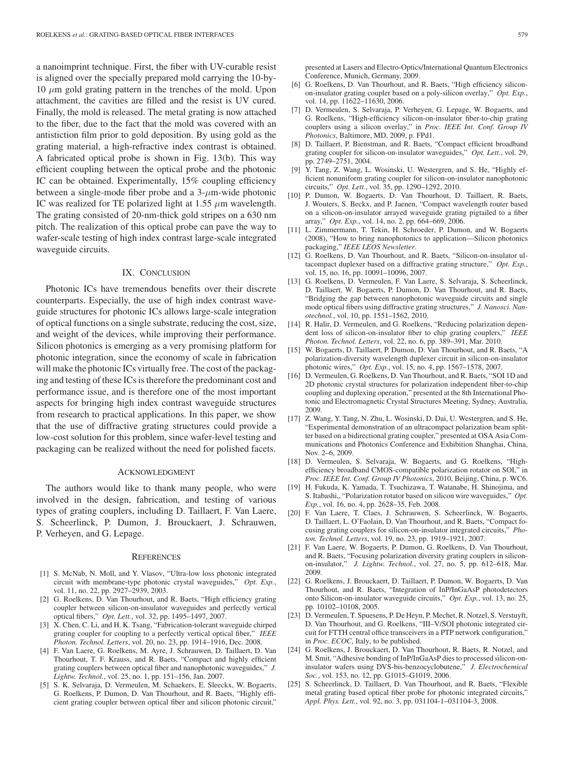a nanoimprint technique. First, the fiber with UV-curable resist is aligned over the specially prepared mold carrying the 10-by-10 $\mu$m gold grating pattern in the trenches of the mold. Upon attachment, the cavities are filled and the resist is UV cured. Finally, the mold is released. The metal grating is now attached to the fiber, due to the fact that the mold was covered with an antistiction film prior to gold deposition. By using gold as the grating material, a high-refractive index contrast is obtained. A fabricated optical probe is shown in Fig. 13(b). This way efficient coupling between the optical probe and the photonic IC can be obtained. Experimentally, 15% coupling efficiency between a single-mode fiber probe and a 3-$\mu$m-wide photonic IC was realized for TE polarized light at 1.55 $\mu$m wavelength. The grating consisted of 20-nm-thick gold stripes on a 630 nm pitch. The realization of this optical probe can pave the way to wafer-scale testing of high index contrast large-scale integrated waveguide circuits.

## IX. Conclusion

Photonic ICs have tremendous benefits over their discrete counterparts. Especially, the use of high index contrast waveguide structures for photonic ICs allows large-scale integration of optical functions on a single substrate, reducing the cost, size, and weight of the devices, while improving their performance. Silicon photonics is emerging as a very promising platform for photonic integration, since the economy of scale in fabrication will make the photonic ICs virtually free. The cost of the packaging and testing of these ICs is therefore the predominant cost and performance issue, and is therefore one of the most important aspects for bringing high index contrast waveguide structures from research to practical applications. In this paper, we show that the use of diffractive grating structures could provide a low-cost solution for this problem, since wafer-level testing and packaging can be realized without the need for polished facets.

## Acknowledgment

The authors would like to thank many people, who were involved in the design, fabrication, and testing of various types of grating couplers, including D. Taillaert, F. Van Laere, S. Scheerlinck, P. Dumon, J. Brouckaert, J. Schrauwen, P. Verheyen, and G. Lepage.

## References

[1] S. McNab, N. Moll, and Y. Vlasov, "Ultra-low loss photonic integrated circuit with membrane-type photonic crystal waveguides," *Opt. Exp.*, vol. 11, no. 22, pp. 2927–2939, 2003.

[2] G. Roelkens, D. Van Thourhout, and R. Baets, "High efficiency grating coupler between silicon-on-insulator waveguides and perfectly vertical optical fibers," *Opt. Lett.*, vol. 32, pp. 1495–1497, 2007.

[3] X. Chen, C. Li, and H. K. Tsang, "Fabrication-tolerant waveguide chirped grating coupler for coupling to a perfectly vertical optical fiber," *IEEE Photon. Technol. Letters*, vol. 20, no. 23, pp. 1914–1916, Dec. 2008.

[4] F. Van Laere, G. Roelkens, M. Ayre, J. Schrauwen, D. Taillaert, D. Van Thourhout, T. F. Krauss, and R. Baets, "Compact and highly efficient grating couplers between optical fiber and nanophotonic waveguides," *J. Lightw. Technol.*, vol. 25, no. 1, pp. 151–156, Jan. 2007.

[5] S. K. Selvaraja, D. Vermeulen, M. Schaekers, E. Sleeckx, W. Bogaerts, G. Roelkens, P. Dumon, D. Van Thourhout, and R. Baets, "Highly efficient grating coupler between optical fiber and silicon photonic circuit," presented at Lasers and Electro-Optics/International Quantum Electronics Conference, Munich, Germany, 2009.

[6] G. Roelkens, D. Van Thourhout, and R. Baets, "High efficiency silicon-on-insulator grating coupler based on a poly-silicon overlay," *Opt. Exp.*, vol. 14, pp. 11622–11630, 2006.

[7] D. Vermeulen, S. Selvaraja, P. Verheyen, G. Lepage, W. Bogaerts, and G. Roelkens, "High-efficiency silicon-on-insulator fiber-to-chip grating couplers using a silicon overlay," in *Proc. IEEE Int. Conf. Group IV Photonics*, Baltimore, MD, 2009, p. FPd1.

[8] D. Taillaert, P. Bienstman, and R. Baets, "Compact efficient broadband grating coupler for silicon-on-insulator waveguides," *Opt. Lett.*, vol. 29, pp. 2749–2751, 2004.

[9] Y. Tang, Z. Wang, L. Wosinski, U. Westergren, and S. He, "Highly efficient nonuniform grating coupler for silicon-on-insulator nanophotonic circuits," *Opt. Lett.*, vol. 35, pp. 1290–1292, 2010.

[10] P. Dumon, W. Bogaerts, D. Van Thourhout, D. Taillaert, R. Baets, J. Wouters, S. Beckx, and P. Jaenen, "Compact wavelength router based on a silicon-on-insulator arrayed waveguide grating pigtailed to a fiber array," *Opt. Exp.*, vol. 14, no. 2, pp. 664–669, 2006.

[11] L. Zimmermann, T. Tekin, H. Schroeder, P. Dumon, and W. Bogaerts (2008), "How to bring nanophotonics to application—Silicon photonics packaging," *IEEE LEOS Newsletter*.

[12] G. Roelkens, D. Van Thourhout, and R. Baets, "Silicon-on-insulator ultacompact duplexer based on a diffractive grating structure," *Opt. Exp.*, vol. 15, no. 16, pp. 10091–10096, 2007.

[13] G. Roelkens, D. Vermeulen, F. Van Laere, S. Selvaraja, S. Scheerlinck, D. Taillaert, W. Bogaerts, P. Dumon, D. Van Thourhout, and R. Baets, "Bridging the gap between nanophotonic waveguide circuits and single mode optical fibers using diffractive grating structures," *J. Nanosci. Nanotechnol.*, vol. 10, pp. 1551–1562, 2010.

[14] R. Halir, D. Vermeulen, and G. Roelkens, "Reducing polarization dependent loss of silicon-on-insulator fiber to chip grating couplers," *IEEE Photon. Technol. Letters*, vol. 22, no. 6, pp. 389–391, Mar. 2010.

[15] W. Bogaerts, D. Taillaert, P. Dumon, D. Van Thourhout, and R. Baets, "A polarization-diversity wavelength duplexer circuit in silicon-on-insulator photonic wires," *Opt. Exp.*, vol. 15, no. 4, pp. 1567–1578, 2007.

[16] D. Vermeulen, G. Roelkens, D. Van Thourhout, and R. Baets, "SOI 1D and 2D photonic crystal structures for polarization independent fiber-to-chip coupling and duplexing operation," presented at the 8th International Photonic and Electromagnetic Crystal Structures Meeting, Sydney, Australia, 2009.

[17] Z. Wang, Y. Tang, N. Zhu, L. Wosinski, D. Dai, U. Westergren, and S. He, "Experimental demonstration of an ultracompact polarization beam splitter based on a bidirectional grating coupler," presented at OSA Asia Communications and Photonics Conference and Exhibition Shanghai, China, Nov. 2–6, 2009.

[18] D. Vermeulen, S. Selvaraja, W. Bogaerts, and G. Roelkens, "High-efficiency broadband CMOS-compatible polarization rotator on SOI," in *Proc. IEEE Int. Conf. Group IV Photonics*, 2010, Beijing, China, p. WC6.

[19] H. Fukuda, K. Yamada, T. Tsuchizawa, T. Watanabe, H. Shinojima, and S. Itabashi,, "Polarization rotator based on silicon wire waveguides," *Opt. Exp.*, vol. 16, no. 4, pp. 2628–35, Feb. 2008.

[20] F. Van Laere, T. Claes, J. Schrauwen, S. Scheerlinck, W. Bogaerts, D. Taillaert, L. O'Faolain, D. Van Thourhout, and R. Baets, "Compact focusing grating couplers for silicon-on-insulator integrated circuits," *Photon. Technol. Letters*, vol. 19, no. 23, pp. 1919–1921, 2007.

[21] F. Van Laere, W. Bogaerts, P. Dumon, G. Roelkens, D. Van Thourhout, and R. Baets, "Focusing polarization diversity grating couplers in silicon-on-insulator," *J. Lightw. Technol.*, vol. 27, no. 5, pp. 612–618, Mar. 2009.

[22] G. Roelkens, J. Brouckaert, D. Taillaert, P. Dumon, W. Bogaerts, D. Van Thourhout, and R. Baets, "Integration of InP/InGaAsP photodetectors onto Silicon-on-insulator waveguide circuits," *Opt. Exp.*, vol. 13, no. 25, pp. 10102–10108, 2005.

[23] D. Vermeulen, T. Spuesens, P. De Heyn, P. Mechet, R. Notzel, S. Verstuyft, D. Van Thourhout, and G. Roelkens, "III–V/SOI photonic integrated circuit for FTTH central office transceivers in a PTP network configuration," in *Proc. ECOC*, Italy, to be published.

[24] G. Roelkens, J. Brouckaert, D. Van Thourhout, R. Baets, R. Notzel, and M. Smit, "Adhesive bonding of InP/InGaAsP dies to processed silicon-on-insulator wafers using DVS-bis-benzocyclobutene," *J. Electrochemical Soc.*, vol. 153, no. 12, pp. G1015–G1019, 2006.

[25] S. Scheerlinck, D. Taillaert, D. Van Thourhout, and R. Baets, "Flexible metal grating based optical fiber probe for photonic integrated circuits," *Appl. Phys. Lett.*, vol. 92, no. 3, pp. 031104-1–031104-3, 2008.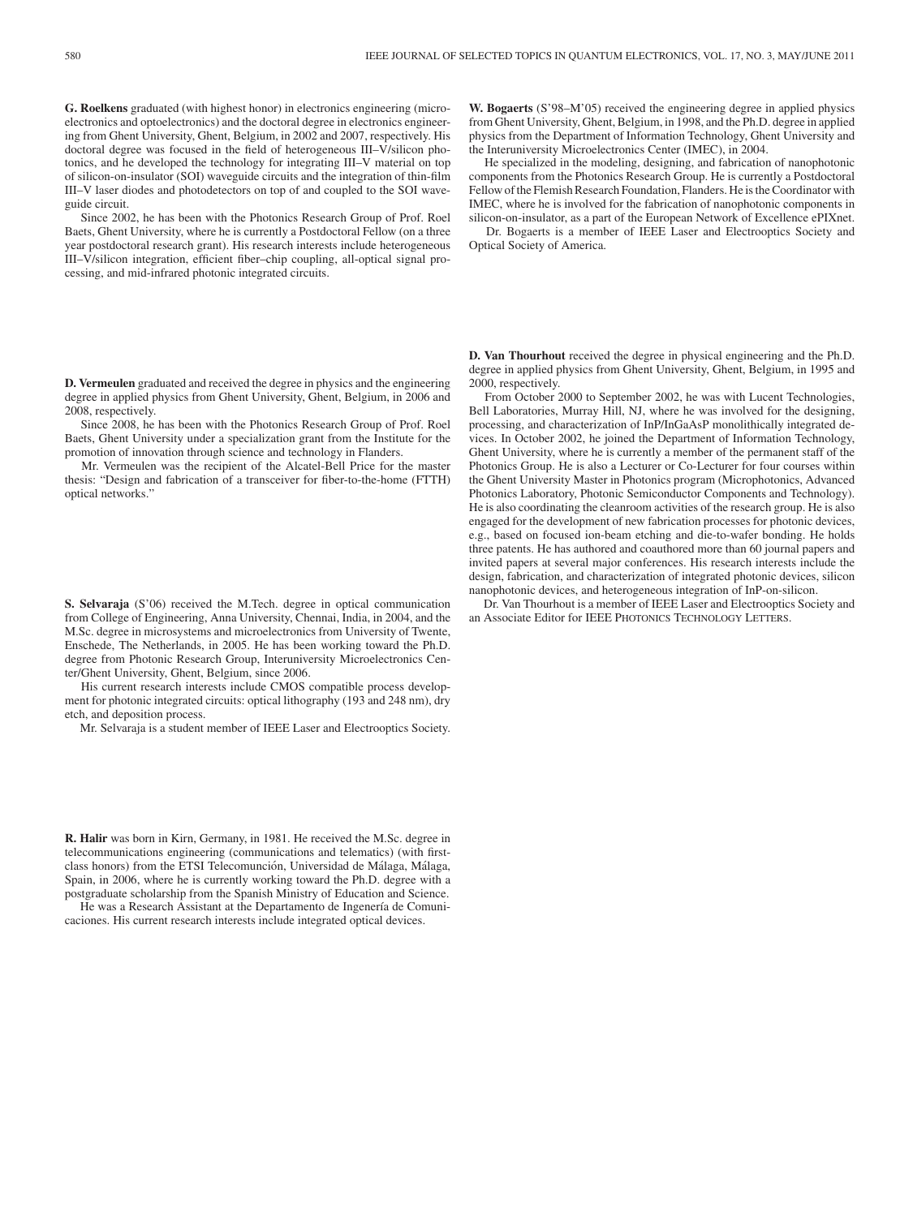**G. Roelkens** graduated (with highest honor) in electronics engineering (microelectronics and optoelectronics) and the doctoral degree in electronics engineering from Ghent University, Ghent, Belgium, in 2002 and 2007, respectively. His doctoral degree was focused in the field of heterogeneous III–V/silicon photonics, and he developed the technology for integrating III–V material on top of silicon-on-insulator (SOI) waveguide circuits and the integration of thin-film III–V laser diodes and photodetectors on top of and coupled to the SOI waveguide circuit.

Since 2002, he has been with the Photonics Research Group of Prof. Roel Baets, Ghent University, where he is currently a Postdoctoral Fellow (on a three year postdoctoral research grant). His research interests include heterogeneous III–V/silicon integration, efficient fiber–chip coupling, all-optical signal processing, and mid-infrared photonic integrated circuits.

**D. Vermeulen** graduated and received the degree in physics and the engineering degree in applied physics from Ghent University, Ghent, Belgium, in 2006 and 2008, respectively.

Since 2008, he has been with the Photonics Research Group of Prof. Roel Baets, Ghent University under a specialization grant from the Institute for the promotion of innovation through science and technology in Flanders.

Mr. Vermeulen was the recipient of the Alcatel-Bell Price for the master thesis: "Design and fabrication of a transceiver for fiber-to-the-home (FTTH) optical networks."

**S. Selvaraja** (S'06) received the M.Tech. degree in optical communication from College of Engineering, Anna University, Chennai, India, in 2004, and the M.Sc. degree in microsystems and microelectronics from University of Twente, Enschede, The Netherlands, in 2005. He has been working toward the Ph.D. degree from Photonic Research Group, Interuniversity Microelectronics Center/Ghent University, Ghent, Belgium, since 2006.

His current research interests include CMOS compatible process development for photonic integrated circuits: optical lithography (193 and 248 nm), dry etch, and deposition process.

Mr. Selvaraja is a student member of IEEE Laser and Electrooptics Society.

**R. Halir** was born in Kirn, Germany, in 1981. He received the M.Sc. degree in telecommunications engineering (communications and telematics) (with first-class honors) from the ETSI Telecomunción, Universidad de Málaga, Málaga, Spain, in 2006, where he is currently working toward the Ph.D. degree with a postgraduate scholarship from the Spanish Ministry of Education and Science.

He was a Research Assistant at the Departamento de Ingenería de Comunicaciones. His current research interests include integrated optical devices.

**W. Bogaerts** (S'98–M'05) received the engineering degree in applied physics from Ghent University, Ghent, Belgium, in 1998, and the Ph.D. degree in applied physics from the Department of Information Technology, Ghent University and the Interuniversity Microelectronics Center (IMEC), in 2004.

He specialized in the modeling, designing, and fabrication of nanophotonic components from the Photonics Research Group. He is currently a Postdoctoral Fellow of the Flemish Research Foundation, Flanders. He is the Coordinator with IMEC, where he is involved for the fabrication of nanophotonic components in silicon-on-insulator, as a part of the European Network of Excellence ePIXnet.

Dr. Bogaerts is a member of IEEE Laser and Electrooptics Society and Optical Society of America.

**D. Van Thourhout** received the degree in physical engineering and the Ph.D. degree in applied physics from Ghent University, Ghent, Belgium, in 1995 and 2000, respectively.

From October 2000 to September 2002, he was with Lucent Technologies, Bell Laboratories, Murray Hill, NJ, where he was involved for the designing, processing, and characterization of InP/InGaAsP monolithically integrated devices. In October 2002, he joined the Department of Information Technology, Ghent University, where he is currently a member of the permanent staff of the Photonics Group. He is also a Lecturer or Co-Lecturer for four courses within the Ghent University Master in Photonics program (Microphotonics, Advanced Photonics Laboratory, Photonic Semiconductor Components and Technology). He is also coordinating the cleanroom activities of the research group. He is also engaged for the development of new fabrication processes for photonic devices, e.g., based on focused ion-beam etching and die-to-wafer bonding. He holds three patents. He has authored and coauthored more than 60 journal papers and invited papers at several major conferences. His research interests include the design, fabrication, and characterization of integrated photonic devices, silicon nanophotonic devices, and heterogeneous integration of InP-on-silicon.

Dr. Van Thourhout is a member of IEEE Laser and Electrooptics Society and an Associate Editor for IEEE PHOTONICS TECHNOLOGY LETTERS.